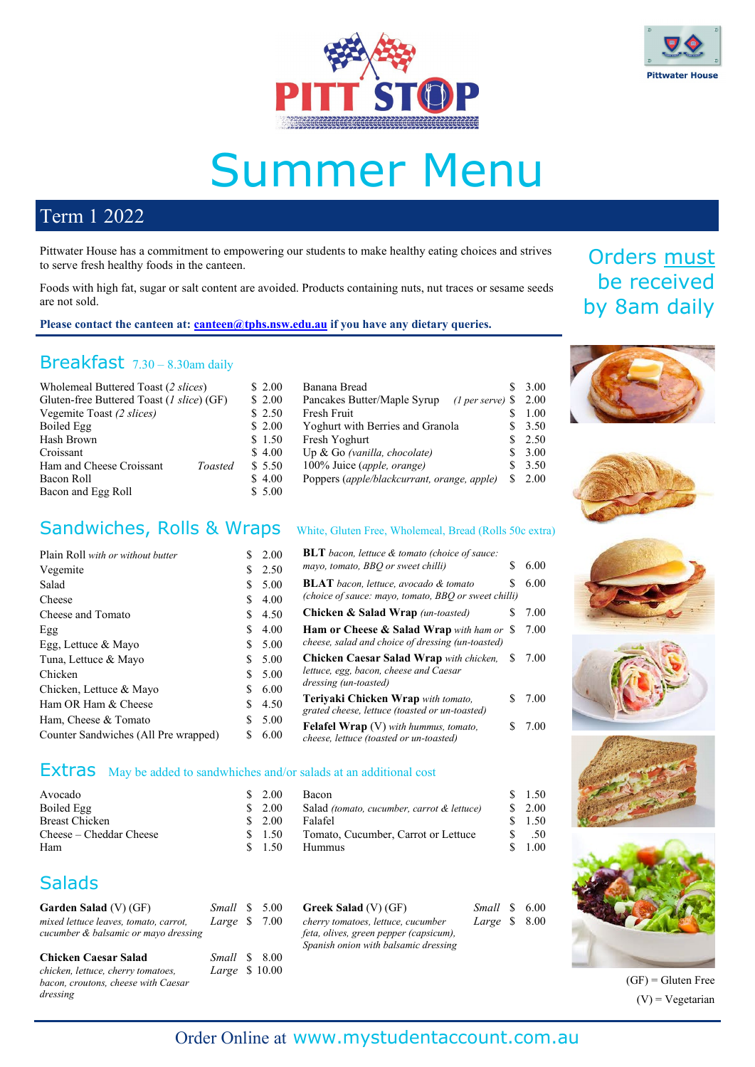# Summer Menu

## Term 1 2022

Pittwater House has a commitment to empowering our students to make healthy eating choices and strives to serve fresh healthy foods in the canteen.

Foods with high fat, sugar or salt content are avoided. Products containing nuts, nut traces or sesame seeds are not sold.

**Please contact the canteen at: canteen@tphs.nsw.edu.au if you have any dietary queries.**

Orders must be received by 8am daily

## Breakfast 7.30 – 8.30am daily

| Item | Price |
|---|---|
| Wholemeal Buttered Toast *(2 slices)* | $ 2.00 |
| Gluten-free Buttered Toast *(1 slice)* (GF) | $ 2.00 |
| Vegemite Toast *(2 slices)* | $ 2.50 |
| Boiled Egg | $ 2.00 |
| Hash Brown | $ 1.50 |
| Croissant | $ 4.00 |
| Ham and Cheese Croissant *Toasted* | $ 5.50 |
| Bacon Roll | $ 4.00 |
| Bacon and Egg Roll | $ 5.00 |
| Banana Bread | $ 3.00 |
| Pancakes Butter/Maple Syrup *(1 per serve)* | $ 2.00 |
| Fresh Fruit | $ 1.00 |
| Yoghurt with Berries and Granola | $ 3.50 |
| Fresh Yoghurt | $ 2.50 |
| Up & Go *(vanilla, chocolate)* | $ 3.00 |
| 100% Juice *(apple, orange)* | $ 3.50 |
| Poppers *(apple/blackcurrant, orange, apple)* | $ 2.00 |

## Sandwiches, Rolls & Wraps

White, Gluten Free, Wholemeal, Bread (Rolls 50c extra)

| Item | Price |
|---|---|
| Plain Roll *with or without butter* | $ 2.00 |
| Vegemite | $ 2.50 |
| Salad | $ 5.00 |
| Cheese | $ 4.00 |
| Cheese and Tomato | $ 4.50 |
| Egg | $ 4.00 |
| Egg, Lettuce & Mayo | $ 5.00 |
| Tuna, Lettuce & Mayo | $ 5.00 |
| Chicken | $ 5.00 |
| Chicken, Lettuce & Mayo | $ 6.00 |
| Ham OR Ham & Cheese | $ 4.50 |
| Ham, Cheese & Tomato | $ 5.00 |
| Counter Sandwiches (All Pre wrapped) | $ 6.00 |
| **BLT** *bacon, lettuce & tomato (choice of sauce: mayo, tomato, BBQ or sweet chilli)* | $ 6.00 |
| **BLAT** *bacon, lettuce, avocado & tomato (choice of sauce: mayo, tomato, BBQ or sweet chilli)* | $ 6.00 |
| **Chicken & Salad Wrap** *(un-toasted)* | $ 7.00 |
| **Ham or Cheese & Salad Wrap** *with ham or cheese, salad and choice of dressing (un-toasted)* | $ 7.00 |
| **Chicken Caesar Salad Wrap** *with chicken, lettuce, egg, bacon, cheese and Caesar dressing (un-toasted)* | $ 7.00 |
| **Teriyaki Chicken Wrap** *with tomato, grated cheese, lettuce (toasted or un-toasted)* | $ 7.00 |
| **Felafel Wrap** (V) *with hummus, tomato, cheese, lettuce (toasted or un-toasted)* | $ 7.00 |

## Extras

May be added to sandwhiches and/or salads at an additional cost

| Item | Price |
|---|---|
| Avocado | $ 2.00 |
| Boiled Egg | $ 2.00 |
| Breast Chicken | $ 2.00 |
| Cheese – Cheddar Cheese | $ 1.50 |
| Ham | $ 1.50 |
| Bacon | $ 1.50 |
| Salad *(tomato, cucumber, carrot & lettuce)* | $ 2.00 |
| Falafel | $ 1.50 |
| Tomato, Cucumber, Carrot or Lettuce | $ .50 |
| Hummus | $ 1.00 |

## Salads

| Item | Small | Large |
|---|---|---|
| **Garden Salad** (V) (GF) *mixed lettuce leaves, tomato, carrot, cucumber & balsamic or mayo dressing* | $ 5.00 | $ 7.00 |
| **Chicken Caesar Salad** *chicken, lettuce, cherry tomatoes, bacon, croutons, cheese with Caesar dressing* | $ 8.00 | $ 10.00 |
| **Greek Salad** (V) (GF) *cherry tomatoes, lettuce, cucumber feta, olives, green pepper (capsicum), Spanish onion with balsamic dressing* | $ 6.00 | $ 8.00 |

(GF) = Gluten Free
(V) = Vegetarian

Order Online at www.mystudentaccount.com.au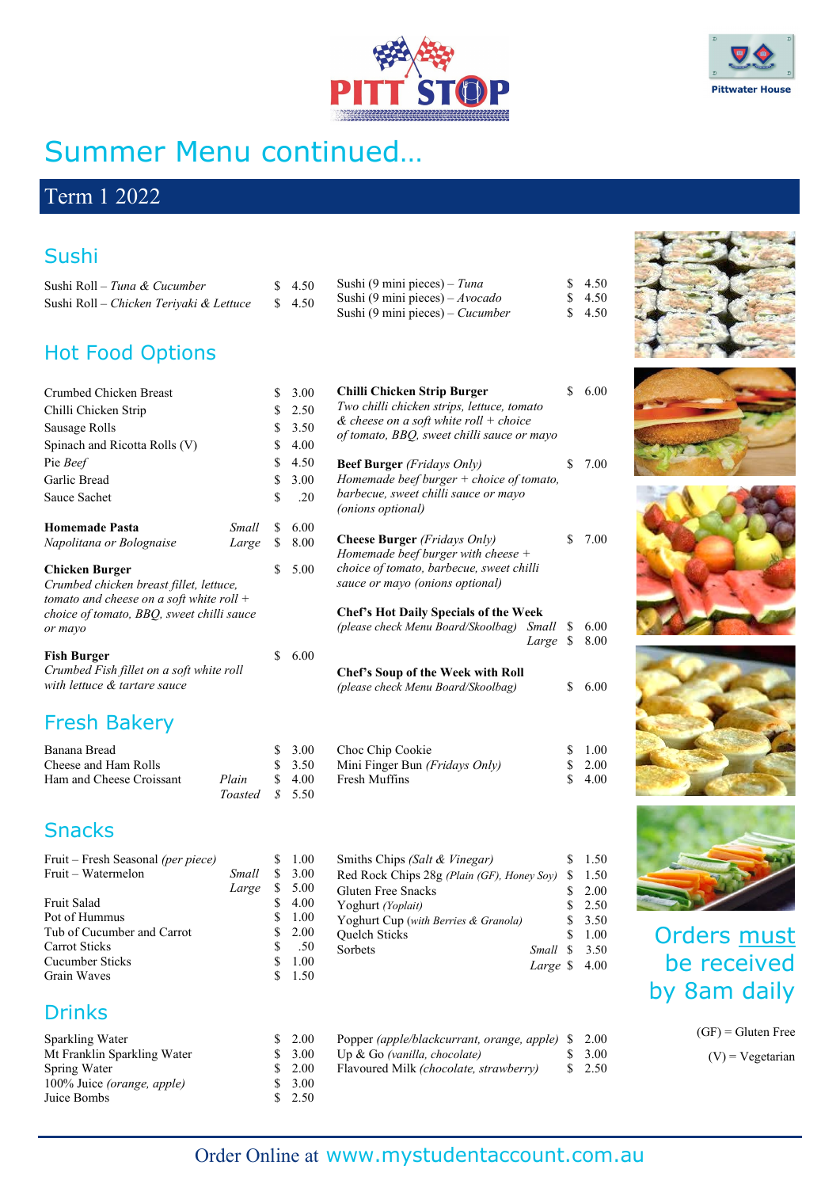Pittwater House

# Summer Menu continued…

## Term 1 2022

## Sushi

| | | |
|---|---|---|
| Sushi Roll – *Tuna & Cucumber* | | $ 4.50 |
| Sushi Roll – *Chicken Teriyaki & Lettuce* | | $ 4.50 |
| Sushi (9 mini pieces) – *Tuna* | | $ 4.50 |
| Sushi (9 mini pieces) – *Avocado* | | $ 4.50 |
| Sushi (9 mini pieces) – *Cucumber* | | $ 4.50 |

## Hot Food Options

| | | |
|---|---|---|
| Crumbed Chicken Breast | | $ 3.00 |
| Chilli Chicken Strip | | $ 2.50 |
| Sausage Rolls | | $ 3.50 |
| Spinach and Ricotta Rolls (V) | | $ 4.00 |
| Pie *Beef* | | $ 4.50 |
| Garlic Bread | | $ 3.00 |
| Sauce Sachet | | $ .20 |
| **Homemade Pasta** | *Small* | $ 6.00 |
| *Napolitana or Bolognaise* | *Large* | $ 8.00 |

**Chicken Burger** — $ 5.00
*Crumbed chicken breast fillet, lettuce, tomato and cheese on a soft white roll + choice of tomato, BBQ, sweet chilli sauce or mayo*

**Fish Burger** — $ 6.00
*Crumbed Fish fillet on a soft white roll with lettuce & tartare sauce*

**Chilli Chicken Strip Burger** — $ 6.00
*Two chilli chicken strips, lettuce, tomato & cheese on a soft white roll + choice of tomato, BBQ, sweet chilli sauce or mayo*

**Beef Burger** *(Fridays Only)* — $ 7.00
*Homemade beef burger + choice of tomato, barbecue, sweet chilli sauce or mayo (onions optional)*

**Cheese Burger** *(Fridays Only)* — $ 7.00
*Homemade beef burger with cheese + choice of tomato, barbecue, sweet chilli sauce or mayo (onions optional)*

**Chef's Hot Daily Specials of the Week**
*(please check Menu Board/Skoolbag)* — *Small* $ 6.00 / *Large* $ 8.00

**Chef's Soup of the Week with Roll**
*(please check Menu Board/Skoolbag)* — $ 6.00

## Fresh Bakery

| | | |
|---|---|---|
| Banana Bread | | $ 3.00 |
| Cheese and Ham Rolls | | $ 3.50 |
| Ham and Cheese Croissant | *Plain* | $ 4.00 |
| | *Toasted* | $ 5.50 |
| Choc Chip Cookie | | $ 1.00 |
| Mini Finger Bun *(Fridays Only)* | | $ 2.00 |
| Fresh Muffins | | $ 4.00 |

## Snacks

| | | |
|---|---|---|
| Fruit – Fresh Seasonal *(per piece)* | | $ 1.00 |
| Fruit – Watermelon | *Small* | $ 3.00 |
| | *Large* | $ 5.00 |
| Fruit Salad | | $ 4.00 |
| Pot of Hummus | | $ 1.00 |
| Tub of Cucumber and Carrot | | $ 2.00 |
| Carrot Sticks | | $ .50 |
| Cucumber Sticks | | $ 1.00 |
| Grain Waves | | $ 1.50 |
| Smiths Chips *(Salt & Vinegar)* | | $ 1.50 |
| Red Rock Chips 28g *(Plain (GF), Honey Soy)* | | $ 1.50 |
| Gluten Free Snacks | | $ 2.00 |
| Yoghurt *(Yoplait)* | | $ 2.50 |
| Yoghurt Cup *(with Berries & Granola)* | | $ 3.50 |
| Quelch Sticks | | $ 1.00 |
| Sorbets | *Small* | $ 3.50 |
| | *Large* | $ 4.00 |

## Drinks

| | |
|---|---|
| Sparkling Water | $ 2.00 |
| Mt Franklin Sparkling Water | $ 3.00 |
| Spring Water | $ 2.00 |
| 100% Juice *(orange, apple)* | $ 3.00 |
| Juice Bombs | $ 2.50 |
| Popper *(apple/blackcurrant, orange, apple)* | $ 2.00 |
| Up & Go *(vanilla, chocolate)* | $ 3.00 |
| Flavoured Milk *(chocolate, strawberry)* | $ 2.50 |

Orders must be received by 8am daily

(GF) = Gluten Free

(V) = Vegetarian

Order Online at www.mystudentaccount.com.au